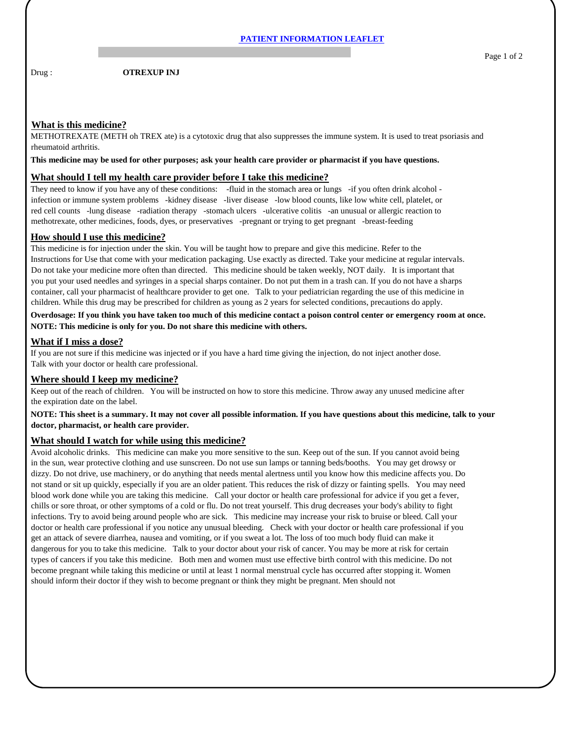# PATIENT INFORMATION LEAFLET

Drug : **OTREXUP INJ**

## What is this medicine?

METHOTREXATE (METH oh TREX ate) is a cytotoxic drug that also suppresses the immune system. It is used to treat psoriasis and rheumatoid arthritis.

**This medicine may be used for other purposes; ask your health care provider or pharmacist if you have questions.**

## What should I tell my health care provider before I take this medicine?

They need to know if you have any of these conditions: -fluid in the stomach area or lungs -if you often drink alcohol -infection or immune system problems -kidney disease -liver disease -low blood counts, like low white cell, platelet, or red cell counts -lung disease -radiation therapy -stomach ulcers -ulcerative colitis -an unusual or allergic reaction to methotrexate, other medicines, foods, dyes, or preservatives -pregnant or trying to get pregnant -breast-feeding

## How should I use this medicine?

This medicine is for injection under the skin. You will be taught how to prepare and give this medicine. Refer to the Instructions for Use that come with your medication packaging. Use exactly as directed. Take your medicine at regular intervals. Do not take your medicine more often than directed. This medicine should be taken weekly, NOT daily. It is important that you put your used needles and syringes in a special sharps container. Do not put them in a trash can. If you do not have a sharps container, call your pharmacist of healthcare provider to get one. Talk to your pediatrician regarding the use of this medicine in children. While this drug may be prescribed for children as young as 2 years for selected conditions, precautions do apply.

**Overdosage: If you think you have taken too much of this medicine contact a poison control center or emergency room at once.**
**NOTE: This medicine is only for you. Do not share this medicine with others.**

## What if I miss a dose?

If you are not sure if this medicine was injected or if you have a hard time giving the injection, do not inject another dose. Talk with your doctor or health care professional.

## Where should I keep my medicine?

Keep out of the reach of children. You will be instructed on how to store this medicine. Throw away any unused medicine after the expiration date on the label.

**NOTE: This sheet is a summary. It may not cover all possible information. If you have questions about this medicine, talk to your doctor, pharmacist, or health care provider.**

## What should I watch for while using this medicine?

Avoid alcoholic drinks. This medicine can make you more sensitive to the sun. Keep out of the sun. If you cannot avoid being in the sun, wear protective clothing and use sunscreen. Do not use sun lamps or tanning beds/booths. You may get drowsy or dizzy. Do not drive, use machinery, or do anything that needs mental alertness until you know how this medicine affects you. Do not stand or sit up quickly, especially if you are an older patient. This reduces the risk of dizzy or fainting spells. You may need blood work done while you are taking this medicine. Call your doctor or health care professional for advice if you get a fever, chills or sore throat, or other symptoms of a cold or flu. Do not treat yourself. This drug decreases your body's ability to fight infections. Try to avoid being around people who are sick. This medicine may increase your risk to bruise or bleed. Call your doctor or health care professional if you notice any unusual bleeding. Check with your doctor or health care professional if you get an attack of severe diarrhea, nausea and vomiting, or if you sweat a lot. The loss of too much body fluid can make it dangerous for you to take this medicine. Talk to your doctor about your risk of cancer. You may be more at risk for certain types of cancers if you take this medicine. Both men and women must use effective birth control with this medicine. Do not become pregnant while taking this medicine or until at least 1 normal menstrual cycle has occurred after stopping it. Women should inform their doctor if they wish to become pregnant or think they might be pregnant. Men should not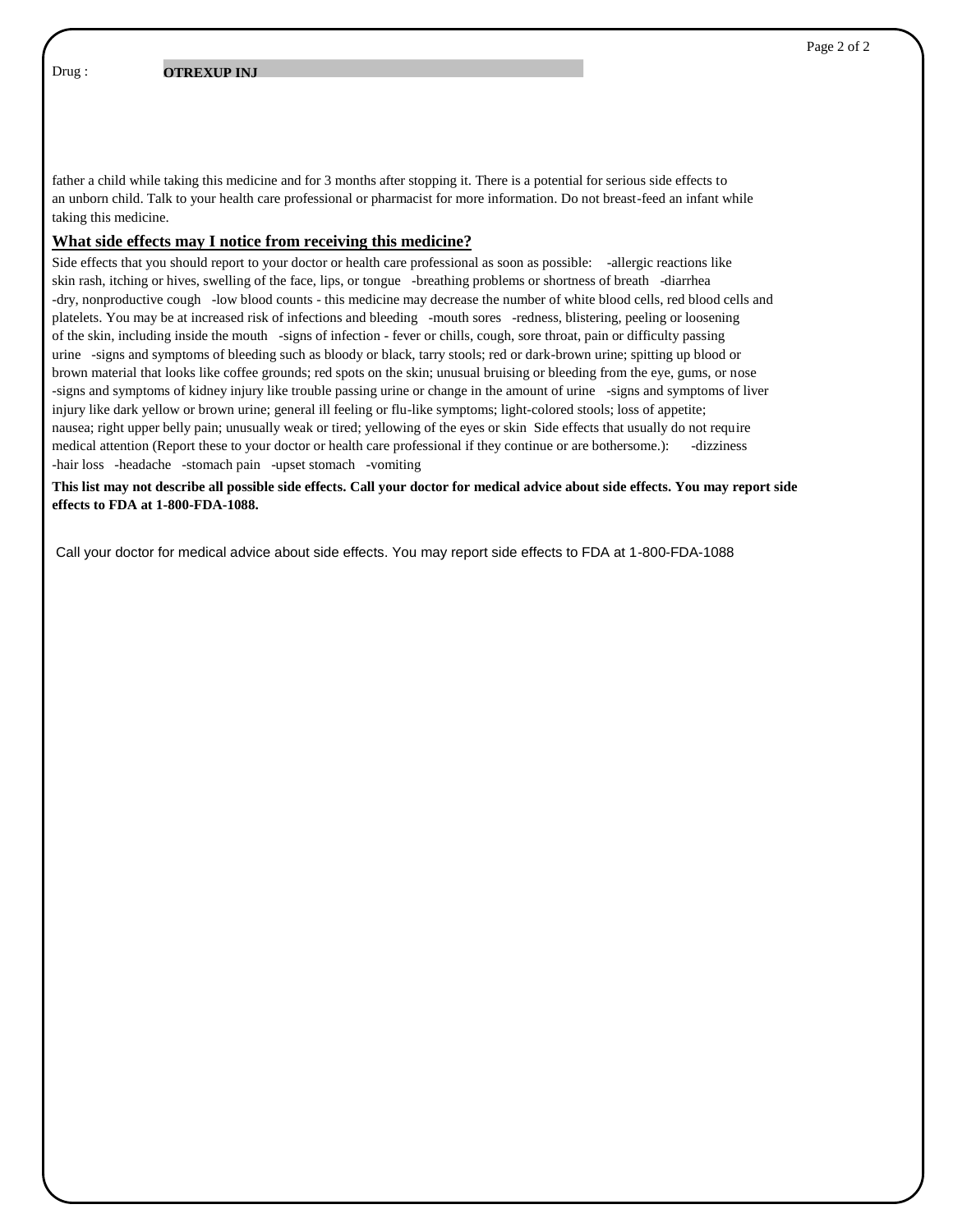Drug : **OTREXUP INJ**

father a child while taking this medicine and for 3 months after stopping it. There is a potential for serious side effects to an unborn child. Talk to your health care professional or pharmacist for more information. Do not breast-feed an infant while taking this medicine.

## What side effects may I notice from receiving this medicine?

Side effects that you should report to your doctor or health care professional as soon as possible: -allergic reactions like skin rash, itching or hives, swelling of the face, lips, or tongue -breathing problems or shortness of breath -diarrhea -dry, nonproductive cough -low blood counts - this medicine may decrease the number of white blood cells, red blood cells and platelets. You may be at increased risk of infections and bleeding -mouth sores -redness, blistering, peeling or loosening of the skin, including inside the mouth -signs of infection - fever or chills, cough, sore throat, pain or difficulty passing urine -signs and symptoms of bleeding such as bloody or black, tarry stools; red or dark-brown urine; spitting up blood or brown material that looks like coffee grounds; red spots on the skin; unusual bruising or bleeding from the eye, gums, or nose -signs and symptoms of kidney injury like trouble passing urine or change in the amount of urine -signs and symptoms of liver injury like dark yellow or brown urine; general ill feeling or flu-like symptoms; light-colored stools; loss of appetite; nausea; right upper belly pain; unusually weak or tired; yellowing of the eyes or skin Side effects that usually do not require medical attention (Report these to your doctor or health care professional if they continue or are bothersome.): -dizziness -hair loss -headache -stomach pain -upset stomach -vomiting

**This list may not describe all possible side effects. Call your doctor for medical advice about side effects. You may report side effects to FDA at 1-800-FDA-1088.**

Call your doctor for medical advice about side effects. You may report side effects to FDA at 1-800-FDA-1088